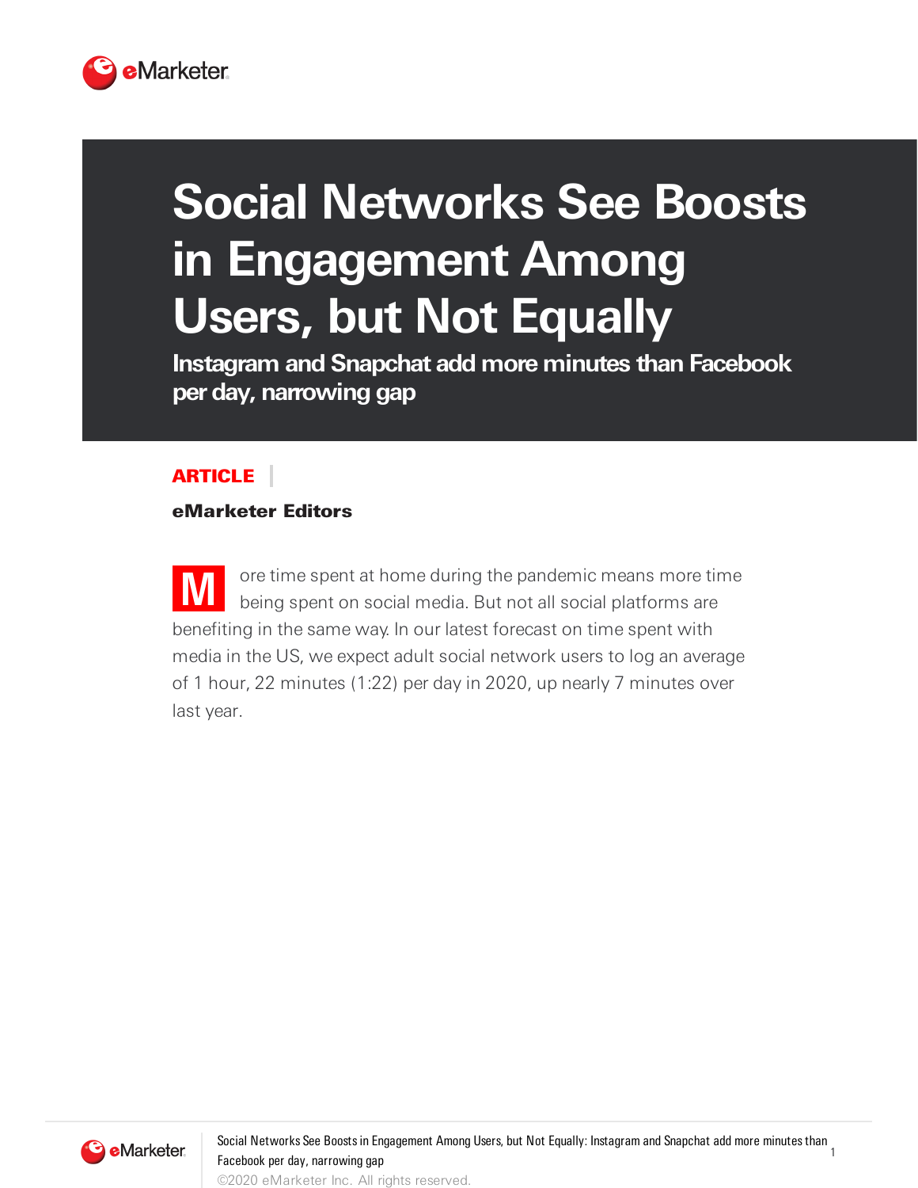# Social Networks See Boosts in Engagement Among Users, but Not Equally

**Instagram and Snapchat add more minutes than Facebook per day, narrowing gap**

**ARTICLE**

**eMarketer Editors**

More time spent at home during the pandemic means more time being spent on social media. But not all social platforms are benefiting in the same way. In our latest forecast on time spent with media in the US, we expect adult social network users to log an average of 1 hour, 22 minutes (1:22) per day in 2020, up nearly 7 minutes over last year.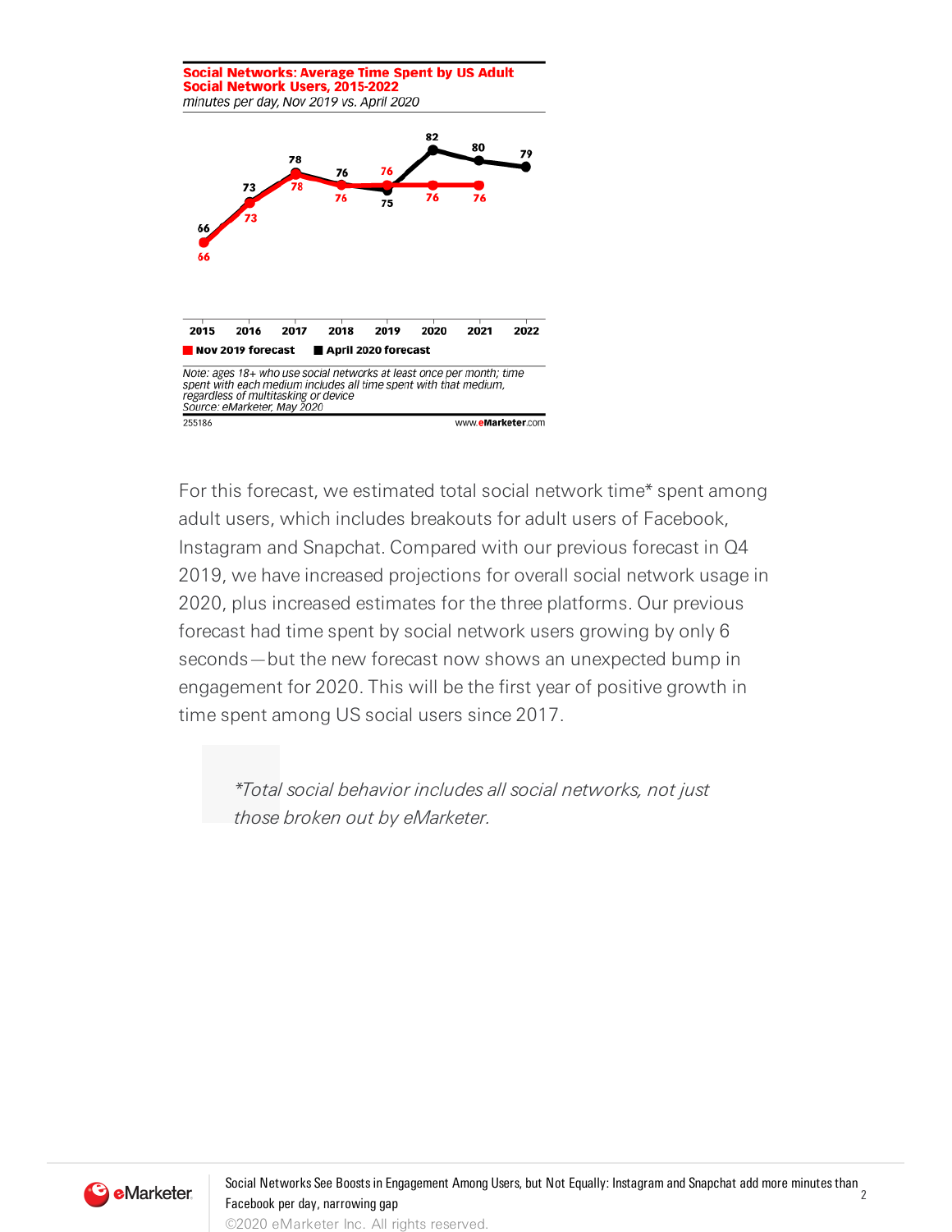**Social Networks: Average Time Spent by US Adult Social Network Users, 2015-2022**

*minutes per day, Nov 2019 vs. April 2020*

| | 2015 | 2016 | 2017 | 2018 | 2019 | 2020 | 2021 | 2022 |
|---|---|---|---|---|---|---|---|---|
| Nov 2019 forecast | 66 | 73 | 78 | 76 | 76 | 76 | 76 | |
| April 2020 forecast | 66 | 73 | 78 | 76 | 75 | 82 | 80 | 79 |

*Note: ages 18+ who use social networks at least once per month; time spent with each medium includes all time spent with that medium, regardless of multitasking or device*
*Source: eMarketer, May 2020*

255186 www.eMarketer.com

For this forecast, we estimated total social network time* spent among adult users, which includes breakouts for adult users of Facebook, Instagram and Snapchat. Compared with our previous forecast in Q4 2019, we have increased projections for overall social network usage in 2020, plus increased estimates for the three platforms. Our previous forecast had time spent by social network users growing by only 6 seconds—but the new forecast now shows an unexpected bump in engagement for 2020. This will be the first year of positive growth in time spent among US social users since 2017.

> *\*Total social behavior includes all social networks, not just those broken out by eMarketer.*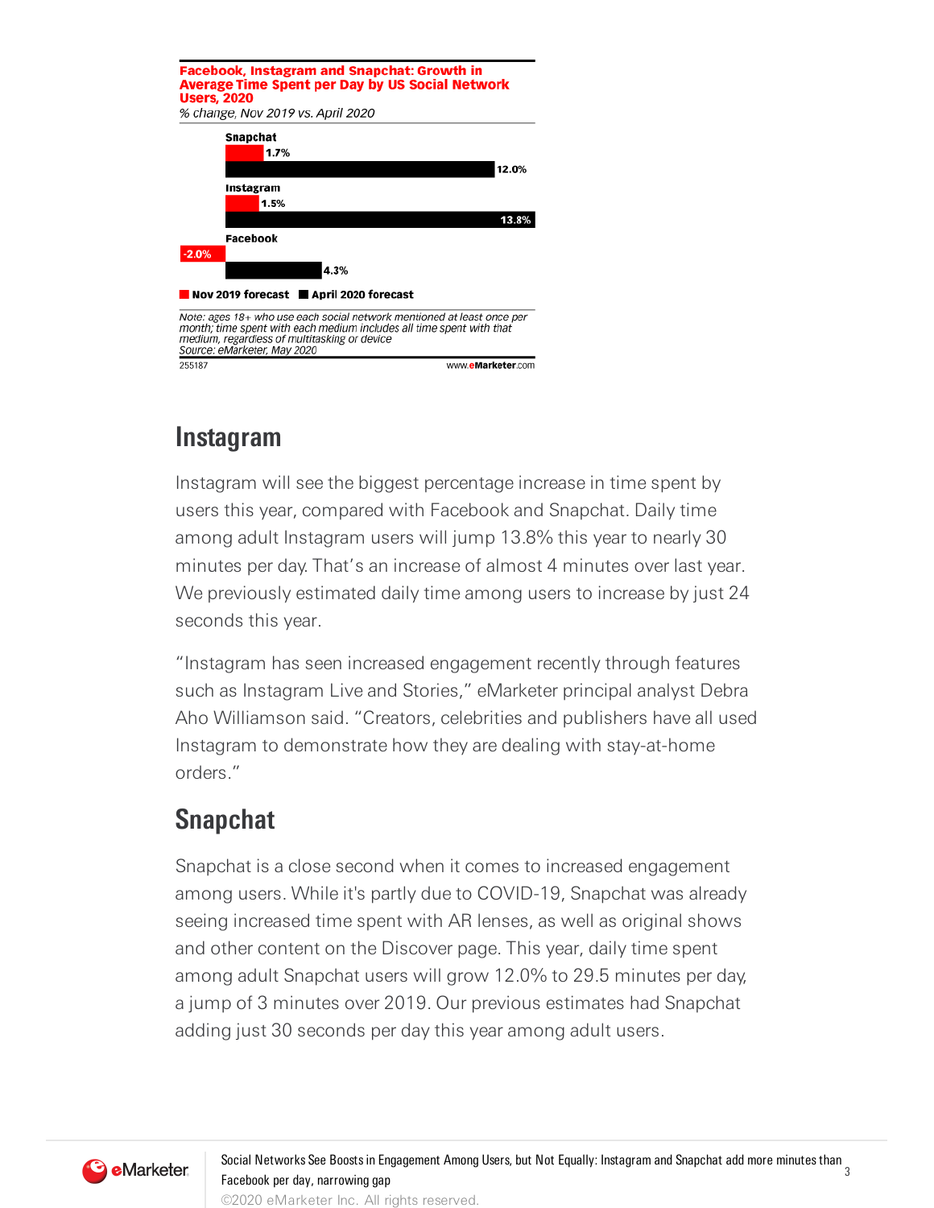**Facebook, Instagram and Snapchat: Growth in Average Time Spent per Day by US Social Network Users, 2020**
*% change, Nov 2019 vs. April 2020*

| | Nov 2019 forecast | April 2020 forecast |
|---|---|---|
| Snapchat | 1.7% | 12.0% |
| Instagram | 1.5% | 13.8% |
| Facebook | -2.0% | 4.3% |

*Note: ages 18+ who use each social network mentioned at least once per month; time spent with each medium includes all time spent with that medium, regardless of multitasking or device*
*Source: eMarketer, May 2020*

255187 www.eMarketer.com

## Instagram

Instagram will see the biggest percentage increase in time spent by users this year, compared with Facebook and Snapchat. Daily time among adult Instagram users will jump 13.8% this year to nearly 30 minutes per day. That's an increase of almost 4 minutes over last year. We previously estimated daily time among users to increase by just 24 seconds this year.

"Instagram has seen increased engagement recently through features such as Instagram Live and Stories," eMarketer principal analyst Debra Aho Williamson said. "Creators, celebrities and publishers have all used Instagram to demonstrate how they are dealing with stay-at-home orders."

## Snapchat

Snapchat is a close second when it comes to increased engagement among users. While it's partly due to COVID-19, Snapchat was already seeing increased time spent with AR lenses, as well as original shows and other content on the Discover page. This year, daily time spent among adult Snapchat users will grow 12.0% to 29.5 minutes per day, a jump of 3 minutes over 2019. Our previous estimates had Snapchat adding just 30 seconds per day this year among adult users.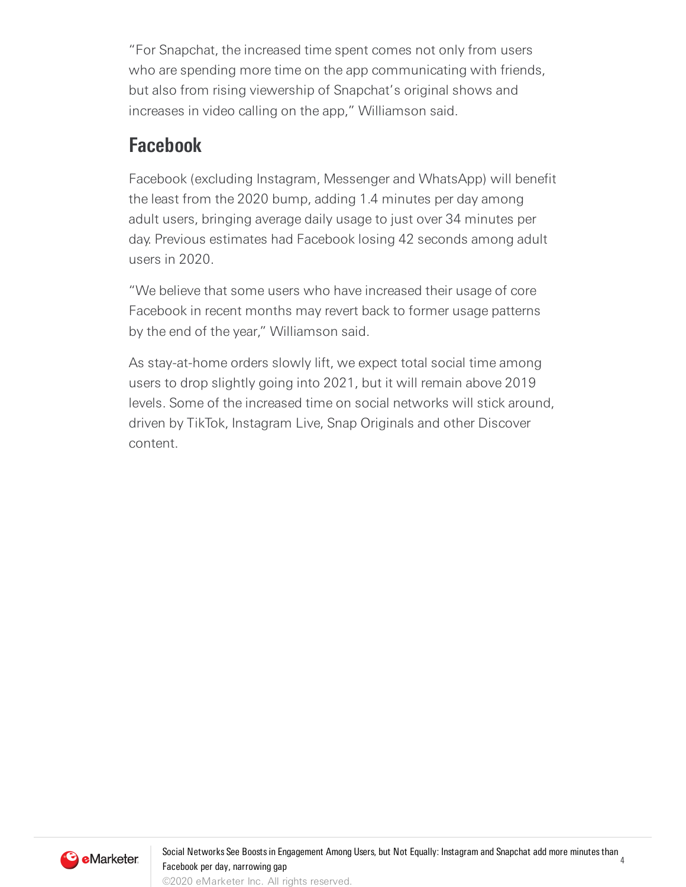"For Snapchat, the increased time spent comes not only from users who are spending more time on the app communicating with friends, but also from rising viewership of Snapchat's original shows and increases in video calling on the app," Williamson said.

## Facebook

Facebook (excluding Instagram, Messenger and WhatsApp) will benefit the least from the 2020 bump, adding 1.4 minutes per day among adult users, bringing average daily usage to just over 34 minutes per day. Previous estimates had Facebook losing 42 seconds among adult users in 2020.

"We believe that some users who have increased their usage of core Facebook in recent months may revert back to former usage patterns by the end of the year," Williamson said.

As stay-at-home orders slowly lift, we expect total social time among users to drop slightly going into 2021, but it will remain above 2019 levels. Some of the increased time on social networks will stick around, driven by TikTok, Instagram Live, Snap Originals and other Discover content.